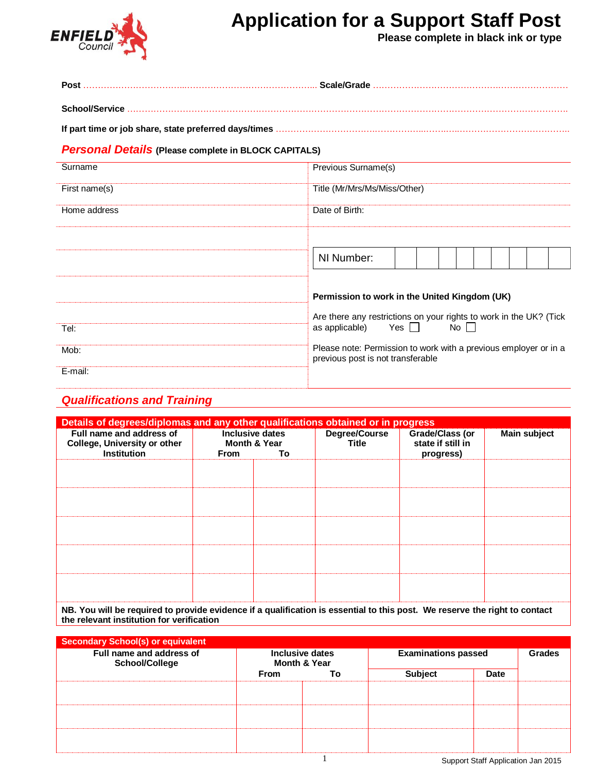ENFIELD Council

# Application for a Support Staff Post

**Please complete in black ink or type**

**Post** ……………………………………………………………… **Scale/Grade** ………………………………………………………

**School/Service** ……………………………………………………………………………………………………………………

**If part time or job share, state preferred days/times** ……………………………………………………………………

## *Personal Details* (Please complete in BLOCK CAPITALS)

| | |
|---|---|
| Surname | Previous Surname(s) |
| First name(s) | Title (Mr/Mrs/Ms/Miss/Other) |
| Home address | Date of Birth: |
| | |
| | NI Number: |
| | **Permission to work in the United Kingdom (UK)** |
| | Are there any restrictions on your rights to work in the UK? (Tick as applicable) Yes ☐ No ☐ |
| Tel: | |
| Mob: | Please note: Permission to work with a previous employer or in a previous post is not transferable |
| E-mail: | |

## *Qualifications and Training*

**Details of degrees/diplomas and any other qualifications obtained or in progress**

| Full name and address of College, University or other Institution | Inclusive dates Month & Year From | To | Degree/Course Title | Grade/Class (or state if still in progress) | Main subject |
|---|---|---|---|---|---|
| | | | | | |
| | | | | | |
| | | | | | |
| | | | | | |
| | | | | | |

**NB. You will be required to provide evidence if a qualification is essential to this post. We reserve the right to contact the relevant institution for verification**

**Secondary School(s) or equivalent**

| Full name and address of School/College | Inclusive dates Month & Year | | Examinations passed | | Grades |
|---|---|---|---|---|---|
| | From | To | Subject | Date | |
| | | | | | |
| | | | | | |
| | | | | | |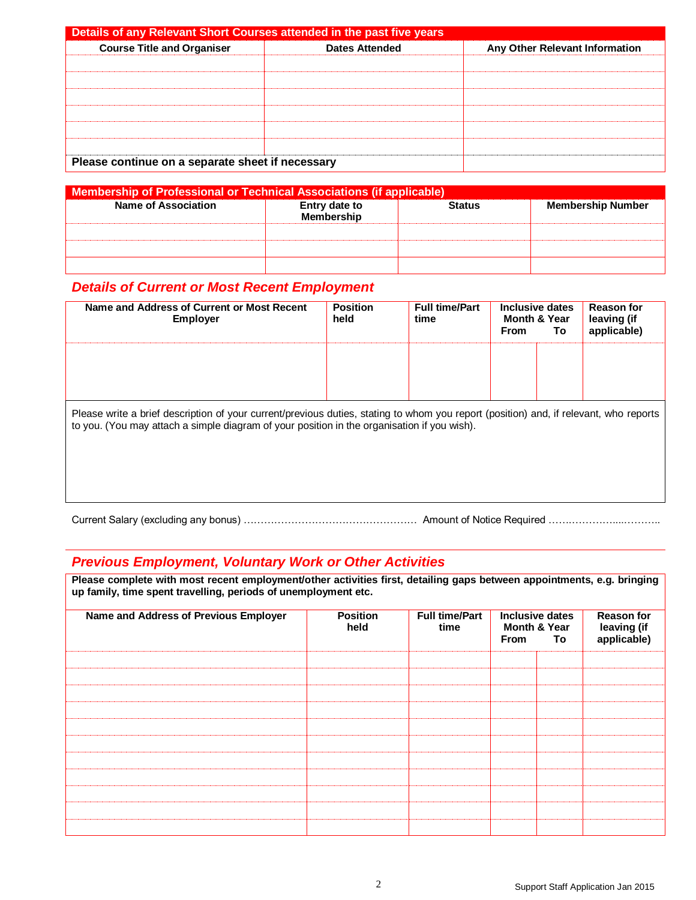| Details of any Relevant Short Courses attended in the past five years | | |
|---|---|---|
| **Course Title and Organiser** | **Dates Attended** | **Any Other Relevant Information** |
| | | |
| | | |
| | | |
| | | |
| | | |
| | | |
| **Please continue on a separate sheet if necessary** | | |

| Membership of Professional or Technical Associations (if applicable) | | | |
|---|---|---|---|
| **Name of Association** | **Entry date to Membership** | **Status** | **Membership Number** |
| | | | |
| | | | |
| | | | |

## *Details of Current or Most Recent Employment*

| Name and Address of Current or Most Recent Employer | Position held | Full time/Part time | Inclusive dates Month & Year From | To | Reason for leaving (if applicable) |
|---|---|---|---|---|---|
| | | | | | |

Please write a brief description of your current/previous duties, stating to whom you report (position) and, if relevant, who reports to you. (You may attach a simple diagram of your position in the organisation if you wish).

Current Salary (excluding any bonus) …………………………………………… Amount of Notice Required …….…………....………..

## *Previous Employment, Voluntary Work or Other Activities*

**Please complete with most recent employment/other activities first, detailing gaps between appointments, e.g. bringing up family, time spent travelling, periods of unemployment etc.**

| Name and Address of Previous Employer | Position held | Full time/Part time | Inclusive dates Month & Year From | To | Reason for leaving (if applicable) |
|---|---|---|---|---|---|
| | | | | | |
| | | | | | |
| | | | | | |
| | | | | | |
| | | | | | |
| | | | | | |
| | | | | | |
| | | | | | |
| | | | | | |
| | | | | | |
| | | | | | |

Support Staff Application Jan 2015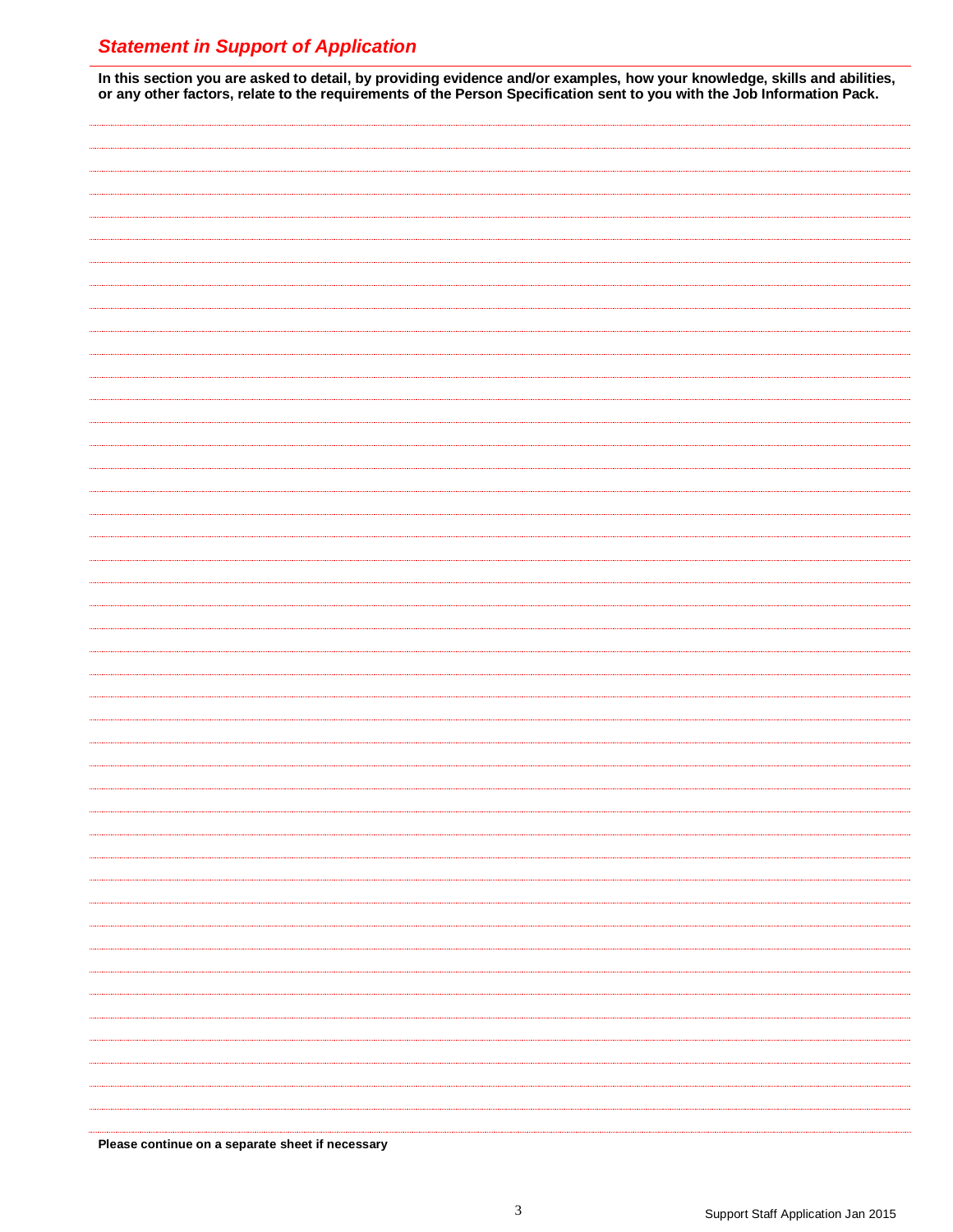## *Statement in Support of Application*

**In this section you are asked to detail, by providing evidence and/or examples, how your knowledge, skills and abilities, or any other factors, relate to the requirements of the Person Specification sent to you with the Job Information Pack.**

**Please continue on a separate sheet if necessary**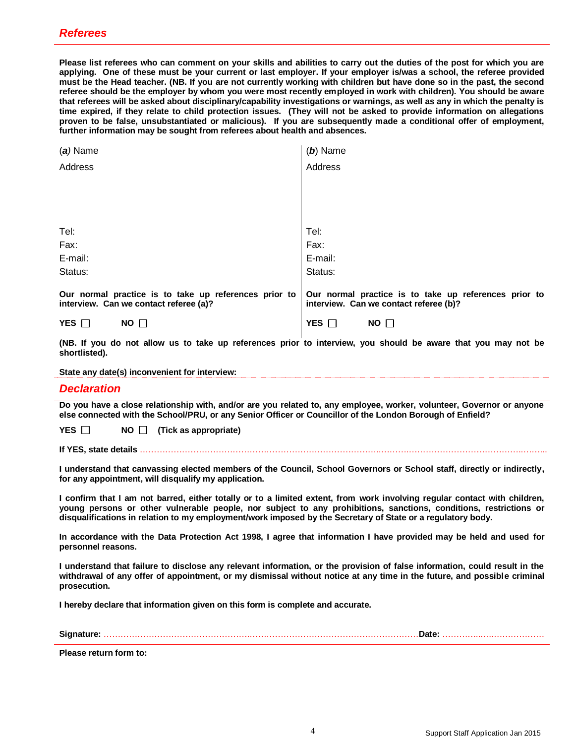## *Referees*

**Please list referees who can comment on your skills and abilities to carry out the duties of the post for which you are applying. One of these must be your current or last employer. If your employer is/was a school, the referee provided must be the Head teacher. (NB. If you are not currently working with children but have done so in the past, the second referee should be the employer by whom you were most recently employed in work with children). You should be aware that referees will be asked about disciplinary/capability investigations or warnings, as well as any in which the penalty is time expired, if they relate to child protection issues. (They will not be asked to provide information on allegations proven to be false, unsubstantiated or malicious). If you are subsequently made a conditional offer of employment, further information may be sought from referees about health and absences.**

| | |
|---|---|
| (***a***) Name | (***b***) Name |
| Address | Address |
| Tel: | Tel: |
| Fax: | Fax: |
| E-mail: | E-mail: |
| Status: | Status: |
| **Our normal practice is to take up references prior to interview. Can we contact referee (a)?** | **Our normal practice is to take up references prior to interview. Can we contact referee (b)?** |
| **YES** ☐ **NO** ☐ | **YES** ☐ **NO** ☐ |

**(NB. If you do not allow us to take up references prior to interview, you should be aware that you may not be shortlisted).**

**State any date(s) inconvenient for interview:**

## *Declaration*

**Do you have a close relationship with, and/or are you related to, any employee, worker, volunteer, Governor or anyone else connected with the School/PRU, or any Senior Officer or Councillor of the London Borough of Enfield?**

**YES** ☐ **NO** ☐ **(Tick as appropriate)**

**If YES, state details** ……………………………………………………………………………………………………………………………

**I understand that canvassing elected members of the Council, School Governors or School staff, directly or indirectly, for any appointment, will disqualify my application.**

**I confirm that I am not barred, either totally or to a limited extent, from work involving regular contact with children, young persons or other vulnerable people, nor subject to any prohibitions, sanctions, conditions, restrictions or disqualifications in relation to my employment/work imposed by the Secretary of State or a regulatory body.**

**In accordance with the Data Protection Act 1998, I agree that information I have provided may be held and used for personnel reasons.**

**I understand that failure to disclose any relevant information, or the provision of false information, could result in the withdrawal of any offer of appointment, or my dismissal without notice at any time in the future, and possible criminal prosecution.**

**I hereby declare that information given on this form is complete and accurate.**

**Signature:** ……………………………………………………………………………………………………… **Date:** ……………………………………

**Please return form to:**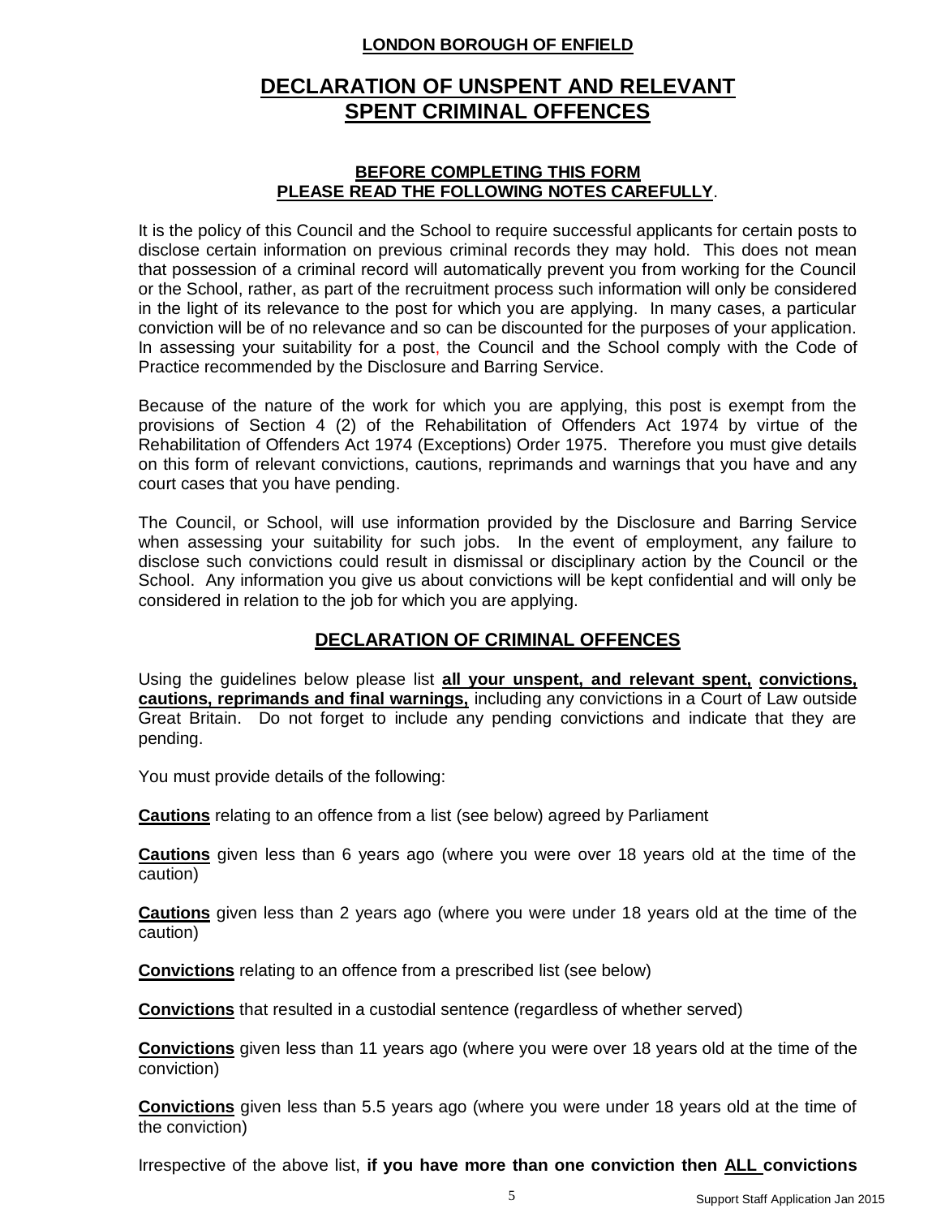**LONDON BOROUGH OF ENFIELD**

# DECLARATION OF UNSPENT AND RELEVANT SPENT CRIMINAL OFFENCES

**BEFORE COMPLETING THIS FORM**
**PLEASE READ THE FOLLOWING NOTES CAREFULLY**.

It is the policy of this Council and the School to require successful applicants for certain posts to disclose certain information on previous criminal records they may hold. This does not mean that possession of a criminal record will automatically prevent you from working for the Council or the School, rather, as part of the recruitment process such information will only be considered in the light of its relevance to the post for which you are applying. In many cases, a particular conviction will be of no relevance and so can be discounted for the purposes of your application. In assessing your suitability for a post, the Council and the School comply with the Code of Practice recommended by the Disclosure and Barring Service.

Because of the nature of the work for which you are applying, this post is exempt from the provisions of Section 4 (2) of the Rehabilitation of Offenders Act 1974 by virtue of the Rehabilitation of Offenders Act 1974 (Exceptions) Order 1975. Therefore you must give details on this form of relevant convictions, cautions, reprimands and warnings that you have and any court cases that you have pending.

The Council, or School, will use information provided by the Disclosure and Barring Service when assessing your suitability for such jobs. In the event of employment, any failure to disclose such convictions could result in dismissal or disciplinary action by the Council or the School. Any information you give us about convictions will be kept confidential and will only be considered in relation to the job for which you are applying.

## DECLARATION OF CRIMINAL OFFENCES

Using the guidelines below please list **all your unspent, and relevant spent, convictions, cautions, reprimands and final warnings,** including any convictions in a Court of Law outside Great Britain. Do not forget to include any pending convictions and indicate that they are pending.

You must provide details of the following:

**Cautions** relating to an offence from a list (see below) agreed by Parliament

**Cautions** given less than 6 years ago (where you were over 18 years old at the time of the caution)

**Cautions** given less than 2 years ago (where you were under 18 years old at the time of the caution)

**Convictions** relating to an offence from a prescribed list (see below)

**Convictions** that resulted in a custodial sentence (regardless of whether served)

**Convictions** given less than 11 years ago (where you were over 18 years old at the time of the conviction)

**Convictions** given less than 5.5 years ago (where you were under 18 years old at the time of the conviction)

Irrespective of the above list, **if you have more than one conviction then ALL convictions**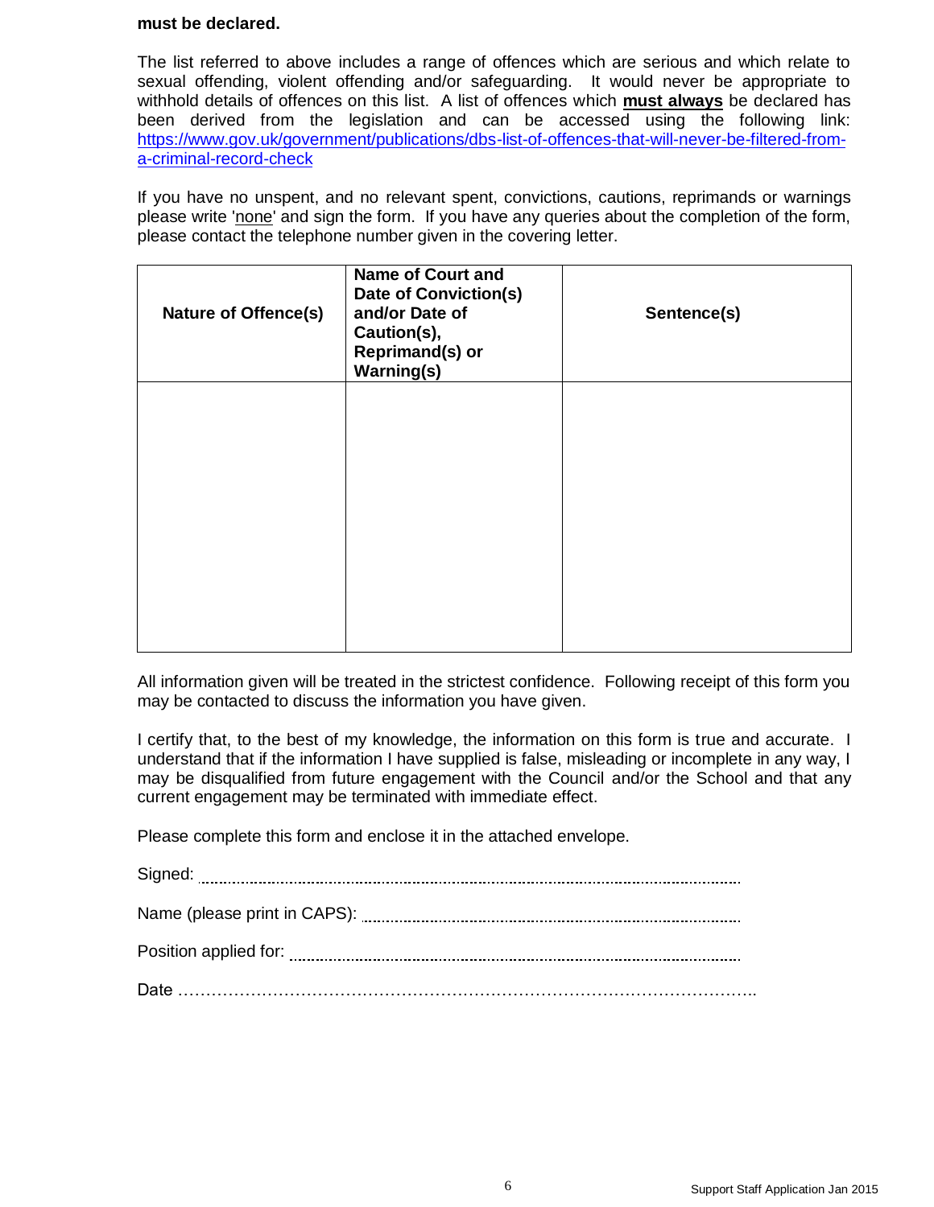**must be declared.**

The list referred to above includes a range of offences which are serious and which relate to sexual offending, violent offending and/or safeguarding. It would never be appropriate to withhold details of offences on this list. A list of offences which **must always** be declared has been derived from the legislation and can be accessed using the following link: https://www.gov.uk/government/publications/dbs-list-of-offences-that-will-never-be-filtered-from-a-criminal-record-check

If you have no unspent, and no relevant spent, convictions, cautions, reprimands or warnings please write 'none' and sign the form. If you have any queries about the completion of the form, please contact the telephone number given in the covering letter.

| Nature of Offence(s) | Name of Court and Date of Conviction(s) and/or Date of Caution(s), Reprimand(s) or Warning(s) | Sentence(s) |
|---|---|---|
| | | |

All information given will be treated in the strictest confidence. Following receipt of this form you may be contacted to discuss the information you have given.

I certify that, to the best of my knowledge, the information on this form is true and accurate. I understand that if the information I have supplied is false, misleading or incomplete in any way, I may be disqualified from future engagement with the Council and/or the School and that any current engagement may be terminated with immediate effect.

Please complete this form and enclose it in the attached envelope.

Signed: ..............................................................................................................

Name (please print in CAPS): ........................................................................

Position applied for: .........................................................................................

Date ……………………………………………………………………………………….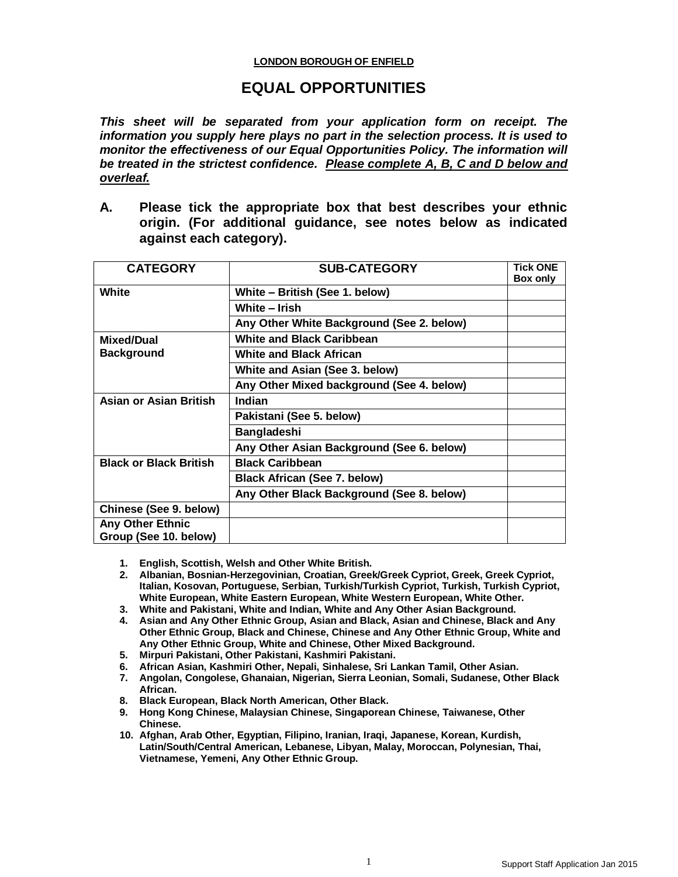**LONDON BOROUGH OF ENFIELD**

# EQUAL OPPORTUNITIES

***This sheet will be separated from your application form on receipt. The information you supply here plays no part in the selection process. It is used to monitor the effectiveness of our Equal Opportunities Policy. The information will be treated in the strictest confidence. Please complete A, B, C and D below and overleaf.***

**A. Please tick the appropriate box that best describes your ethnic origin. (For additional guidance, see notes below as indicated against each category).**

| CATEGORY | SUB-CATEGORY | Tick ONE Box only |
|---|---|---|
| **White** | **White – British (See 1. below)** | |
| | **White – Irish** | |
| | **Any Other White Background (See 2. below)** | |
| **Mixed/Dual Background** | **White and Black Caribbean** | |
| | **White and Black African** | |
| | **White and Asian (See 3. below)** | |
| | **Any Other Mixed background (See 4. below)** | |
| **Asian or Asian British** | **Indian** | |
| | **Pakistani (See 5. below)** | |
| | **Bangladeshi** | |
| | **Any Other Asian Background (See 6. below)** | |
| **Black or Black British** | **Black Caribbean** | |
| | **Black African (See 7. below)** | |
| | **Any Other Black Background (See 8. below)** | |
| **Chinese (See 9. below)** | | |
| **Any Other Ethnic Group (See 10. below)** | | |

1. **English, Scottish, Welsh and Other White British.**
2. **Albanian, Bosnian-Herzegovinian, Croatian, Greek/Greek Cypriot, Greek, Greek Cypriot, Italian, Kosovan, Portuguese, Serbian, Turkish/Turkish Cypriot, Turkish, Turkish Cypriot, White European, White Eastern European, White Western European, White Other.**
3. **White and Pakistani, White and Indian, White and Any Other Asian Background.**
4. **Asian and Any Other Ethnic Group, Asian and Black, Asian and Chinese, Black and Any Other Ethnic Group, Black and Chinese, Chinese and Any Other Ethnic Group, White and Any Other Ethnic Group, White and Chinese, Other Mixed Background.**
5. **Mirpuri Pakistani, Other Pakistani, Kashmiri Pakistani.**
6. **African Asian, Kashmiri Other, Nepali, Sinhalese, Sri Lankan Tamil, Other Asian.**
7. **Angolan, Congolese, Ghanaian, Nigerian, Sierra Leonian, Somali, Sudanese, Other Black African.**
8. **Black European, Black North American, Other Black.**
9. **Hong Kong Chinese, Malaysian Chinese, Singaporean Chinese, Taiwanese, Other Chinese.**
10. **Afghan, Arab Other, Egyptian, Filipino, Iranian, Iraqi, Japanese, Korean, Kurdish, Latin/South/Central American, Lebanese, Libyan, Malay, Moroccan, Polynesian, Thai, Vietnamese, Yemeni, Any Other Ethnic Group.**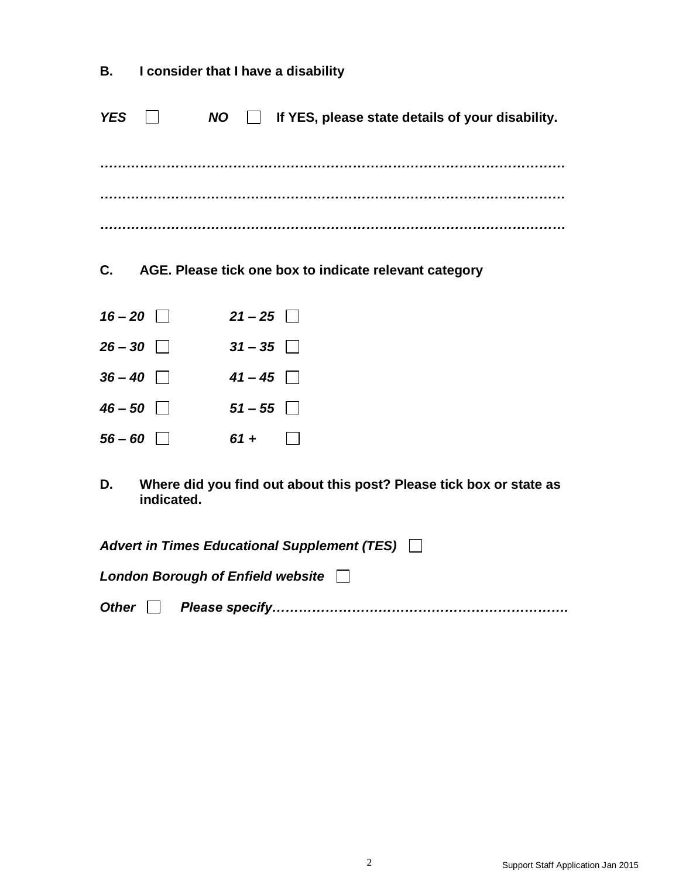**B. I consider that I have a disability**

***YES*** ☐ ***NO*** ☐ **If YES, please state details of your disability.**

*………………………………………………………………………………………*

*………………………………………………………………………………………*

*………………………………………………………………………………………*

**C. AGE. Please tick one box to indicate relevant category**

| | |
|---|---|
| ***16 – 20*** ☐ | ***21 – 25*** ☐ |
| ***26 – 30*** ☐ | ***31 – 35*** ☐ |
| ***36 – 40*** ☐ | ***41 – 45*** ☐ |
| ***46 – 50*** ☐ | ***51 – 55*** ☐ |
| ***56 – 60*** ☐ | ***61 +*** ☐ |

**D. Where did you find out about this post? Please tick box or state as indicated.**

***Advert in Times Educational Supplement (TES)*** ☐

***London Borough of Enfield website*** ☐

***Other*** ☐ ***Please specify………………………………………………………….***